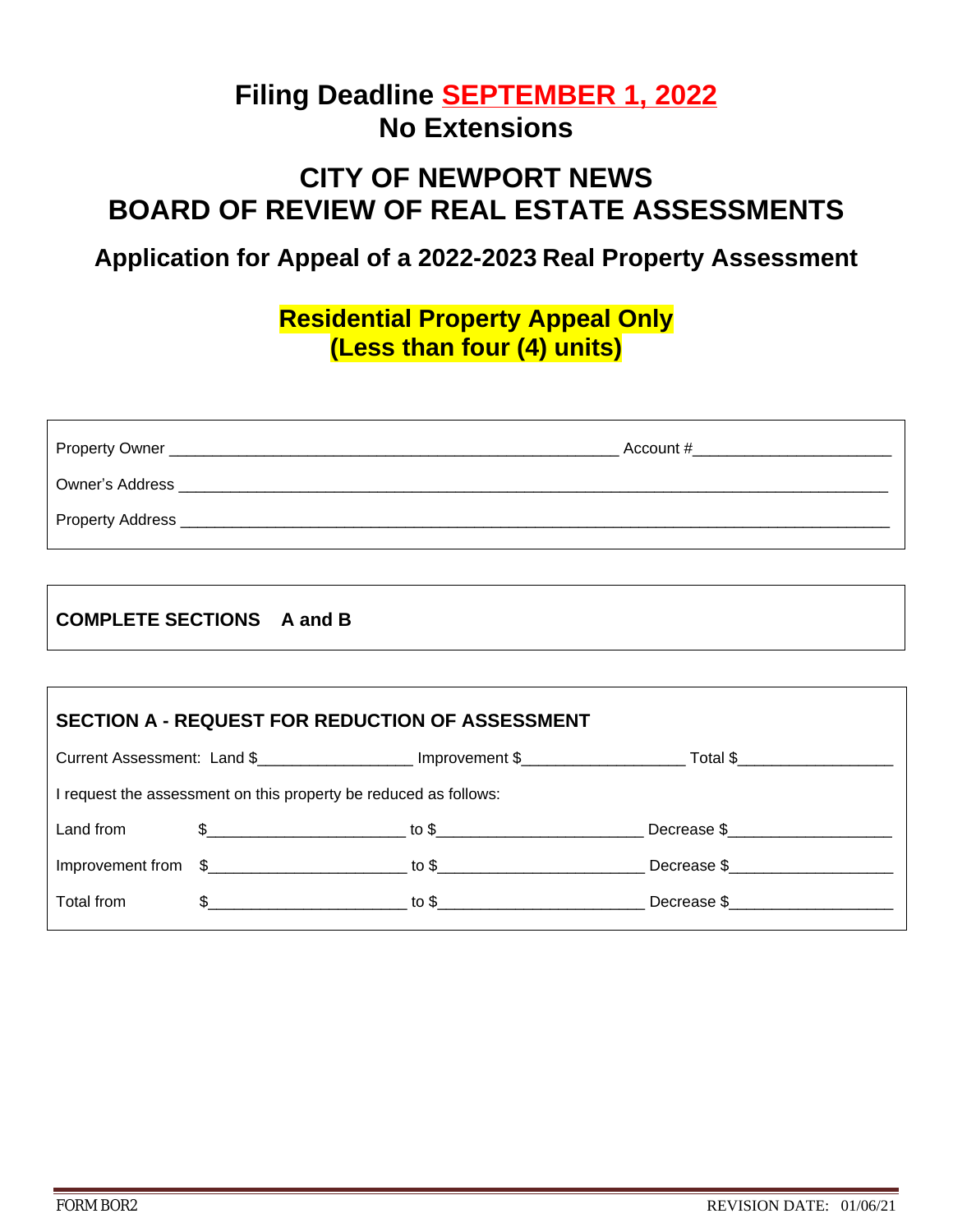# Filing Deadline SEPTEMBER 1, 2022
## No Extensions

# CITY OF NEWPORT NEWS
# BOARD OF REVIEW OF REAL ESTATE ASSESSMENTS

## Application for Appeal of a 2022-2023 Real Property Assessment

### Residential Property Appeal Only
### (Less than four (4) units)

Property Owner ____________________________________________________ Account #______________________

Owner's Address ________________________________________________________________________________

Property Address ________________________________________________________________________________

**COMPLETE SECTIONS A and B**

**SECTION A - REQUEST FOR REDUCTION OF ASSESSMENT**

Current Assessment: Land $_________________ Improvement $__________________ Total $_________________

I request the assessment on this property be reduced as follows:

| | | | |
|---|---|---|---|
| Land from | $______________________ | to $______________________ | Decrease $__________________ |
| Improvement from | $______________________ | to $______________________ | Decrease $__________________ |
| Total from | $______________________ | to $______________________ | Decrease $__________________ |

FORM BOR2 REVISION DATE: 01/06/21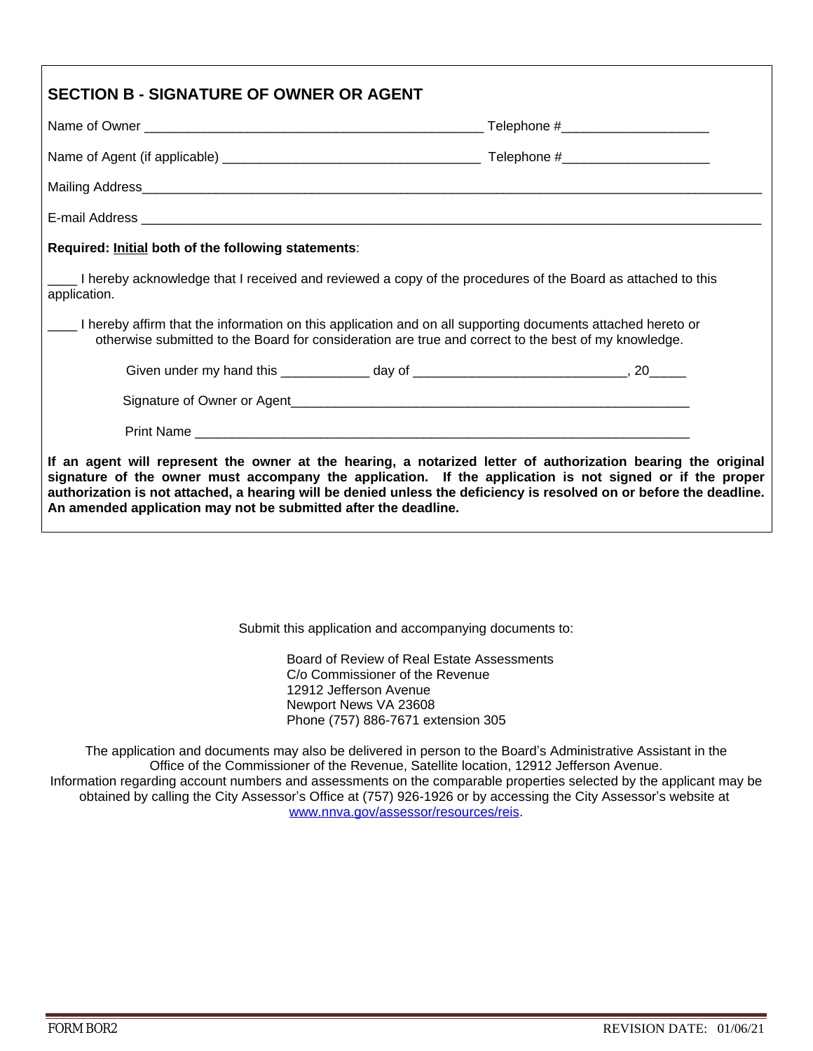## SECTION B - SIGNATURE OF OWNER OR AGENT

Name of Owner _______________________________________________ Telephone #___________________

Name of Agent (if applicable) __________________________________ Telephone #___________________

Mailing Address_____________________________________________________________________________

E-mail Address _____________________________________________________________________________

**Required: <u>Initial</u> both of the following statements**:

____ I hereby acknowledge that I received and reviewed a copy of the procedures of the Board as attached to this application.

____ I hereby affirm that the information on this application and on all supporting documents attached hereto or otherwise submitted to the Board for consideration are true and correct to the best of my knowledge.

Given under my hand this ____________ day of _____________________________, 20_____

Signature of Owner or Agent_______________________________________________________

Print Name _________________________________________________________________

**If an agent will represent the owner at the hearing, a notarized letter of authorization bearing the original signature of the owner must accompany the application. If the application is not signed or if the proper authorization is not attached, a hearing will be denied unless the deficiency is resolved on or before the deadline. An amended application may not be submitted after the deadline.**

Submit this application and accompanying documents to:

Board of Review of Real Estate Assessments
C/o Commissioner of the Revenue
12912 Jefferson Avenue
Newport News VA 23608
Phone (757) 886-7671 extension 305

The application and documents may also be delivered in person to the Board's Administrative Assistant in the Office of the Commissioner of the Revenue, Satellite location, 12912 Jefferson Avenue.
Information regarding account numbers and assessments on the comparable properties selected by the applicant may be obtained by calling the City Assessor's Office at (757) 926-1926 or by accessing the City Assessor's website at www.nnva.gov/assessor/resources/reis.

FORM BOR2 REVISION DATE: 01/06/21